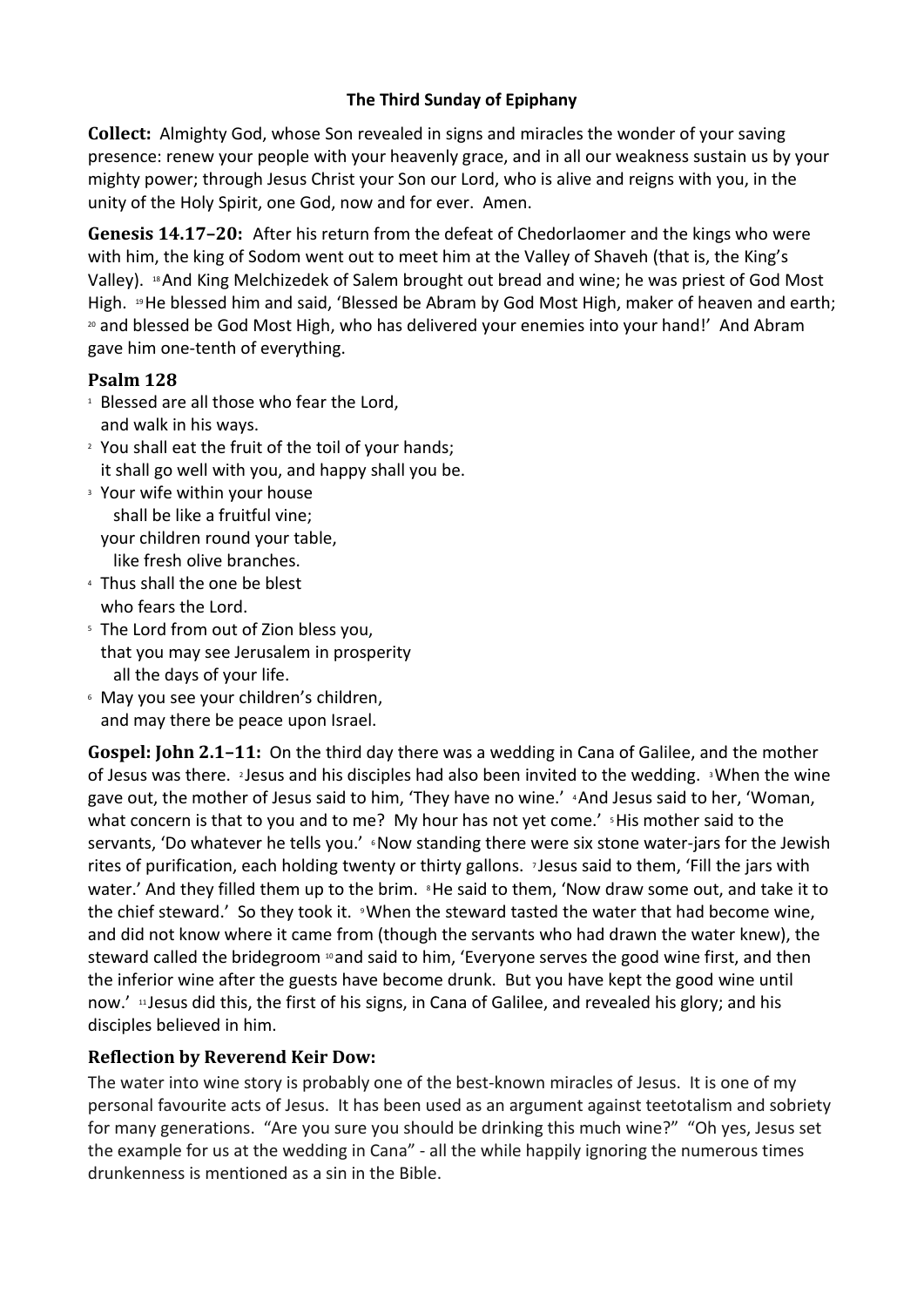**The Third Sunday of Epiphany**

**Collect:** Almighty God, whose Son revealed in signs and miracles the wonder of your saving presence: renew your people with your heavenly grace, and in all our weakness sustain us by your mighty power; through Jesus Christ your Son our Lord, who is alive and reigns with you, in the unity of the Holy Spirit, one God, now and for ever. Amen.

**Genesis 14.17–20:** After his return from the defeat of Chedorlaomer and the kings who were with him, the king of Sodom went out to meet him at the Valley of Shaveh (that is, the King's Valley). [18] And King Melchizedek of Salem brought out bread and wine; he was priest of God Most High. [19] He blessed him and said, 'Blessed be Abram by God Most High, maker of heaven and earth; [20] and blessed be God Most High, who has delivered your enemies into your hand!' And Abram gave him one-tenth of everything.

## Psalm 128

[1] Blessed are all those who fear the Lord,
and walk in his ways.

[2] You shall eat the fruit of the toil of your hands;
it shall go well with you, and happy shall you be.

[3] Your wife within your house
shall be like a fruitful vine;
your children round your table,
like fresh olive branches.

[4] Thus shall the one be blest
who fears the Lord.

[5] The Lord from out of Zion bless you,
that you may see Jerusalem in prosperity
all the days of your life.

[6] May you see your children's children,
and may there be peace upon Israel.

**Gospel: John 2.1–11:** On the third day there was a wedding in Cana of Galilee, and the mother of Jesus was there. [2] Jesus and his disciples had also been invited to the wedding. [3] When the wine gave out, the mother of Jesus said to him, 'They have no wine.' [4] And Jesus said to her, 'Woman, what concern is that to you and to me? My hour has not yet come.' [5] His mother said to the servants, 'Do whatever he tells you.' [6] Now standing there were six stone water-jars for the Jewish rites of purification, each holding twenty or thirty gallons. [7] Jesus said to them, 'Fill the jars with water.' And they filled them up to the brim. [8] He said to them, 'Now draw some out, and take it to the chief steward.' So they took it. [9] When the steward tasted the water that had become wine, and did not know where it came from (though the servants who had drawn the water knew), the steward called the bridegroom [10] and said to him, 'Everyone serves the good wine first, and then the inferior wine after the guests have become drunk. But you have kept the good wine until now.' [11] Jesus did this, the first of his signs, in Cana of Galilee, and revealed his glory; and his disciples believed in him.

## Reflection by Reverend Keir Dow:

The water into wine story is probably one of the best-known miracles of Jesus. It is one of my personal favourite acts of Jesus. It has been used as an argument against teetotalism and sobriety for many generations. "Are you sure you should be drinking this much wine?" "Oh yes, Jesus set the example for us at the wedding in Cana" - all the while happily ignoring the numerous times drunkenness is mentioned as a sin in the Bible.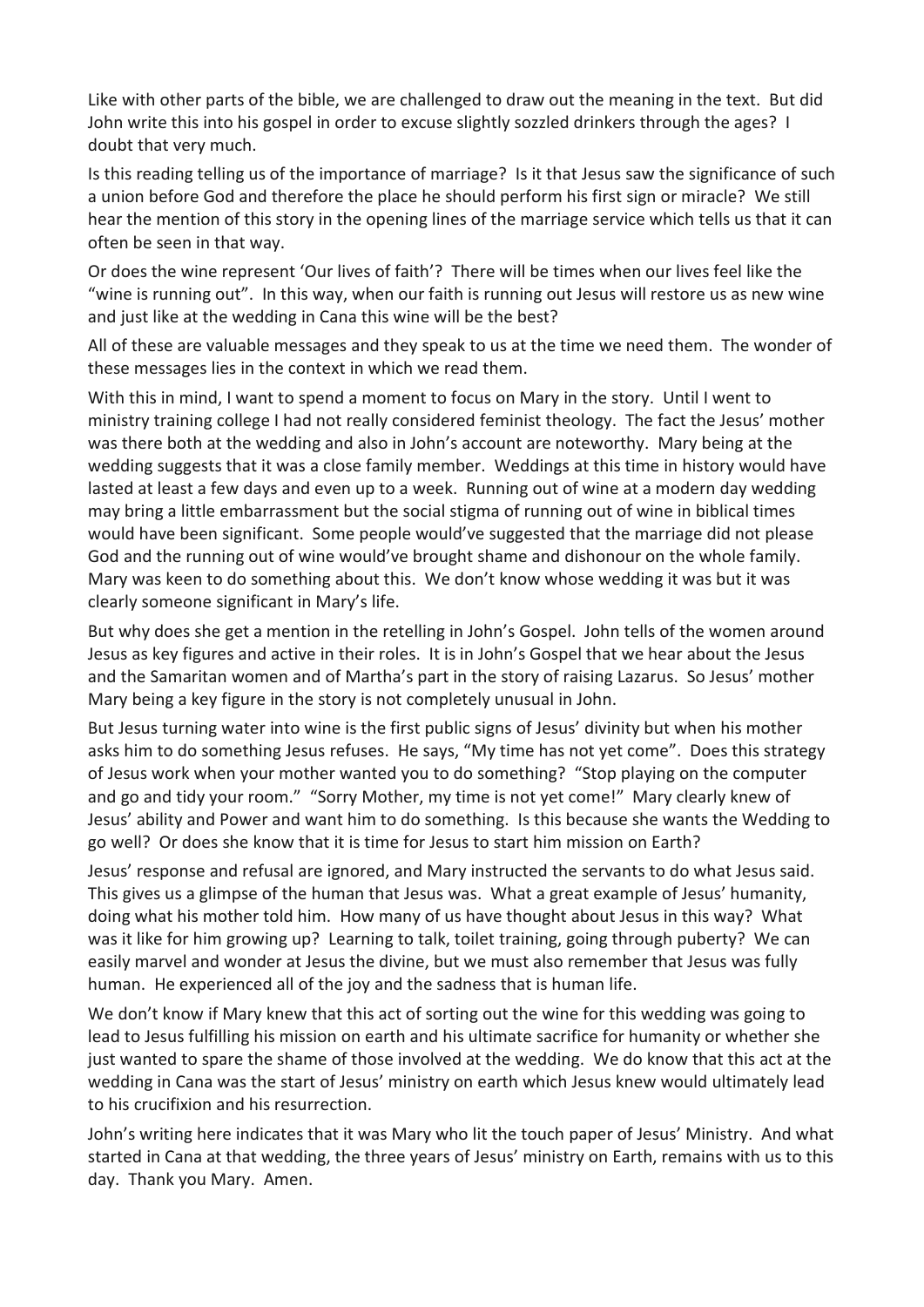Like with other parts of the bible, we are challenged to draw out the meaning in the text. But did John write this into his gospel in order to excuse slightly sozzled drinkers through the ages? I doubt that very much.

Is this reading telling us of the importance of marriage? Is it that Jesus saw the significance of such a union before God and therefore the place he should perform his first sign or miracle? We still hear the mention of this story in the opening lines of the marriage service which tells us that it can often be seen in that way.

Or does the wine represent 'Our lives of faith'? There will be times when our lives feel like the "wine is running out". In this way, when our faith is running out Jesus will restore us as new wine and just like at the wedding in Cana this wine will be the best?

All of these are valuable messages and they speak to us at the time we need them. The wonder of these messages lies in the context in which we read them.

With this in mind, I want to spend a moment to focus on Mary in the story. Until I went to ministry training college I had not really considered feminist theology. The fact the Jesus' mother was there both at the wedding and also in John's account are noteworthy. Mary being at the wedding suggests that it was a close family member. Weddings at this time in history would have lasted at least a few days and even up to a week. Running out of wine at a modern day wedding may bring a little embarrassment but the social stigma of running out of wine in biblical times would have been significant. Some people would've suggested that the marriage did not please God and the running out of wine would've brought shame and dishonour on the whole family. Mary was keen to do something about this. We don't know whose wedding it was but it was clearly someone significant in Mary's life.

But why does she get a mention in the retelling in John's Gospel. John tells of the women around Jesus as key figures and active in their roles. It is in John's Gospel that we hear about the Jesus and the Samaritan women and of Martha's part in the story of raising Lazarus. So Jesus' mother Mary being a key figure in the story is not completely unusual in John.

But Jesus turning water into wine is the first public signs of Jesus' divinity but when his mother asks him to do something Jesus refuses. He says, "My time has not yet come". Does this strategy of Jesus work when your mother wanted you to do something? "Stop playing on the computer and go and tidy your room." "Sorry Mother, my time is not yet come!" Mary clearly knew of Jesus' ability and Power and want him to do something. Is this because she wants the Wedding to go well? Or does she know that it is time for Jesus to start him mission on Earth?

Jesus' response and refusal are ignored, and Mary instructed the servants to do what Jesus said. This gives us a glimpse of the human that Jesus was. What a great example of Jesus' humanity, doing what his mother told him. How many of us have thought about Jesus in this way? What was it like for him growing up? Learning to talk, toilet training, going through puberty? We can easily marvel and wonder at Jesus the divine, but we must also remember that Jesus was fully human. He experienced all of the joy and the sadness that is human life.

We don't know if Mary knew that this act of sorting out the wine for this wedding was going to lead to Jesus fulfilling his mission on earth and his ultimate sacrifice for humanity or whether she just wanted to spare the shame of those involved at the wedding. We do know that this act at the wedding in Cana was the start of Jesus' ministry on earth which Jesus knew would ultimately lead to his crucifixion and his resurrection.

John's writing here indicates that it was Mary who lit the touch paper of Jesus' Ministry. And what started in Cana at that wedding, the three years of Jesus' ministry on Earth, remains with us to this day. Thank you Mary. Amen.